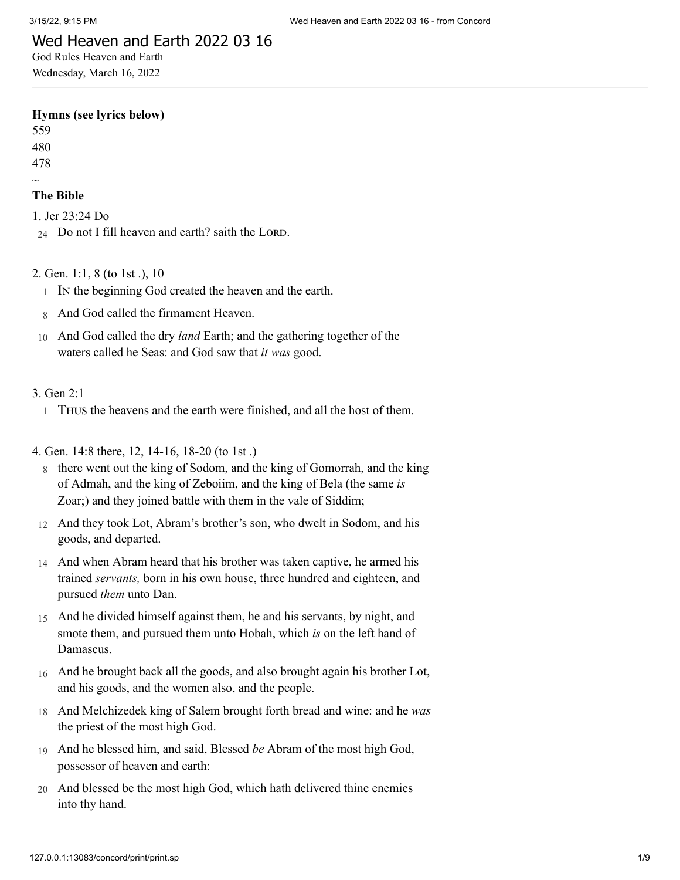# Wed Heaven and Earth 2022 03 16

God Rules Heaven and Earth

Wednesday, March 16, 2022

---

**Hymns (see lyrics below)**

559
480
478
~

**The Bible**

1. Jer 23:24 Do

24 Do not I fill heaven and earth? saith the LORD.

2. Gen. 1:1, 8 (to 1st .), 10

1 IN the beginning God created the heaven and the earth.

8 And God called the firmament Heaven.

10 And God called the dry *land* Earth; and the gathering together of the waters called he Seas: and God saw that *it was* good.

3. Gen 2:1

1 THUS the heavens and the earth were finished, and all the host of them.

4. Gen. 14:8 there, 12, 14-16, 18-20 (to 1st .)

8 there went out the king of Sodom, and the king of Gomorrah, and the king of Admah, and the king of Zeboiim, and the king of Bela (the same *is* Zoar;) and they joined battle with them in the vale of Siddim;

12 And they took Lot, Abram's brother's son, who dwelt in Sodom, and his goods, and departed.

14 And when Abram heard that his brother was taken captive, he armed his trained *servants,* born in his own house, three hundred and eighteen, and pursued *them* unto Dan.

15 And he divided himself against them, he and his servants, by night, and smote them, and pursued them unto Hobah, which *is* on the left hand of Damascus.

16 And he brought back all the goods, and also brought again his brother Lot, and his goods, and the women also, and the people.

18 And Melchizedek king of Salem brought forth bread and wine: and he *was* the priest of the most high God.

19 And he blessed him, and said, Blessed *be* Abram of the most high God, possessor of heaven and earth:

20 And blessed be the most high God, which hath delivered thine enemies into thy hand.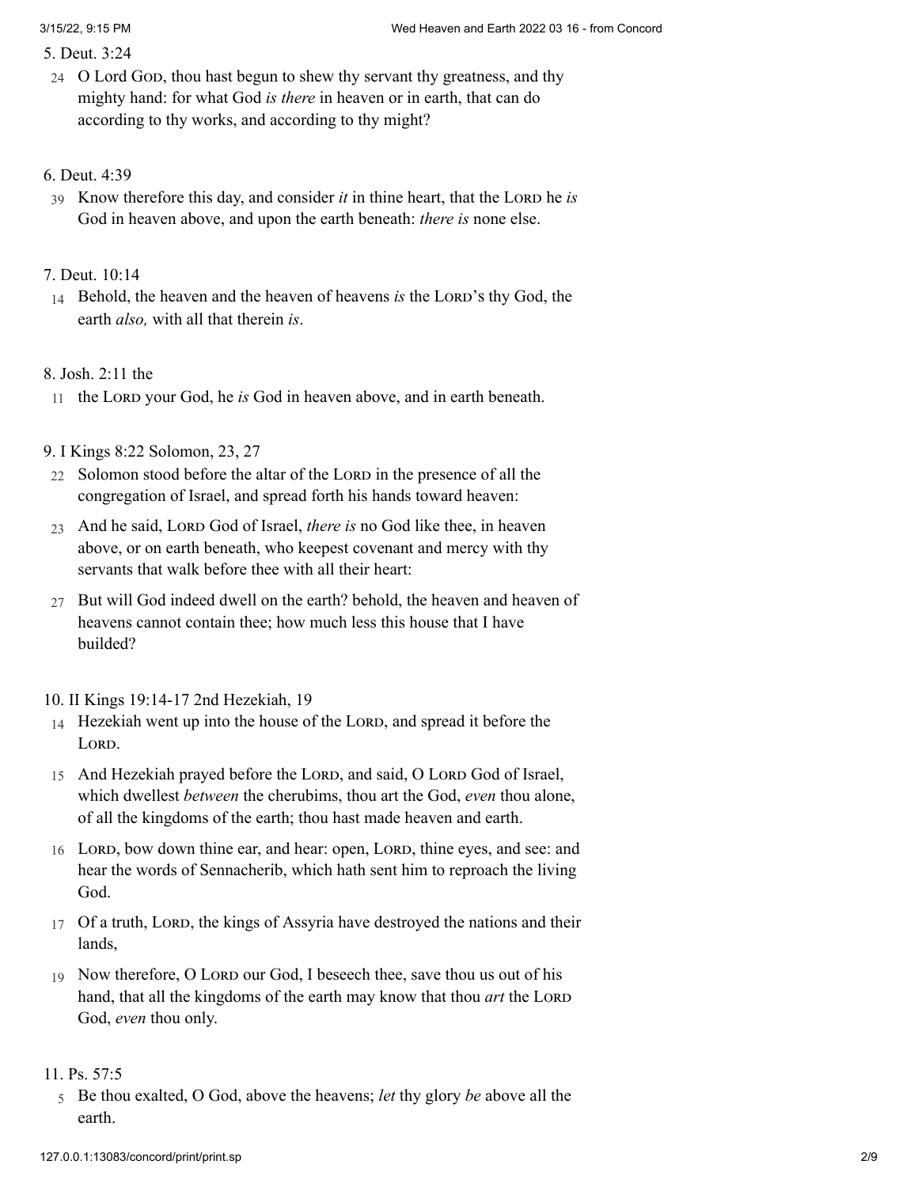5. Deut. 3:24

24 O Lord God, thou hast begun to shew thy servant thy greatness, and thy mighty hand: for what God *is there* in heaven or in earth, that can do according to thy works, and according to thy might?

6. Deut. 4:39

39 Know therefore this day, and consider *it* in thine heart, that the Lord he *is* God in heaven above, and upon the earth beneath: *there is* none else.

7. Deut. 10:14

14 Behold, the heaven and the heaven of heavens *is* the Lord's thy God, the earth *also,* with all that therein *is*.

8. Josh. 2:11 the

11 the Lord your God, he *is* God in heaven above, and in earth beneath.

9. I Kings 8:22 Solomon, 23, 27

22 Solomon stood before the altar of the Lord in the presence of all the congregation of Israel, and spread forth his hands toward heaven:

23 And he said, Lord God of Israel, *there is* no God like thee, in heaven above, or on earth beneath, who keepest covenant and mercy with thy servants that walk before thee with all their heart:

27 But will God indeed dwell on the earth? behold, the heaven and heaven of heavens cannot contain thee; how much less this house that I have builded?

10. II Kings 19:14-17 2nd Hezekiah, 19

14 Hezekiah went up into the house of the Lord, and spread it before the Lord.

15 And Hezekiah prayed before the Lord, and said, O Lord God of Israel, which dwellest *between* the cherubims, thou art the God, *even* thou alone, of all the kingdoms of the earth; thou hast made heaven and earth.

16 Lord, bow down thine ear, and hear: open, Lord, thine eyes, and see: and hear the words of Sennacherib, which hath sent him to reproach the living God.

17 Of a truth, Lord, the kings of Assyria have destroyed the nations and their lands,

19 Now therefore, O Lord our God, I beseech thee, save thou us out of his hand, that all the kingdoms of the earth may know that thou *art* the Lord God, *even* thou only.

11. Ps. 57:5

5 Be thou exalted, O God, above the heavens; *let* thy glory *be* above all the earth.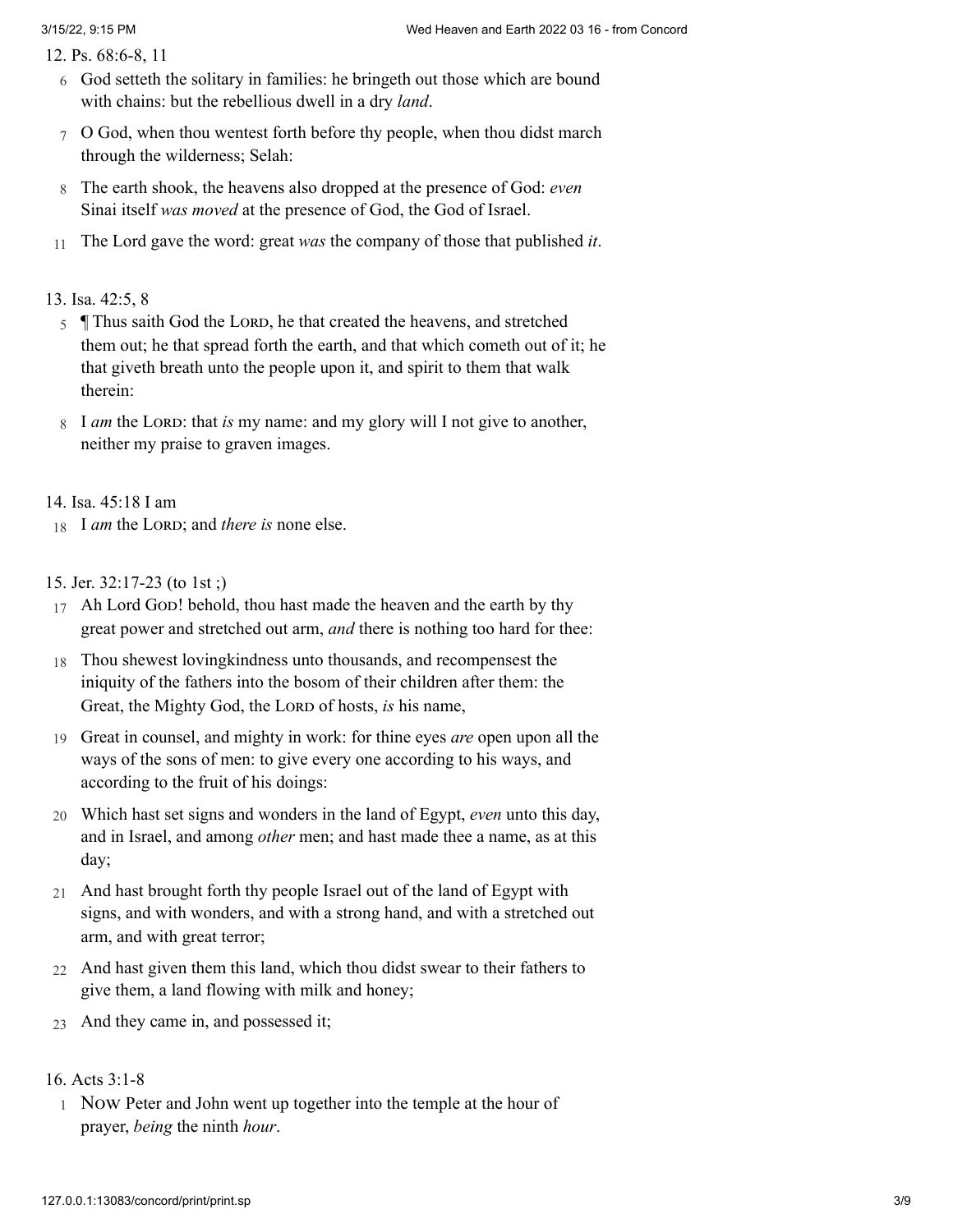12. Ps. 68:6-8, 11

6 God setteth the solitary in families: he bringeth out those which are bound with chains: but the rebellious dwell in a dry *land*.

7 O God, when thou wentest forth before thy people, when thou didst march through the wilderness; Selah:

8 The earth shook, the heavens also dropped at the presence of God: *even* Sinai itself *was moved* at the presence of God, the God of Israel.

11 The Lord gave the word: great *was* the company of those that published *it*.

13. Isa. 42:5, 8

5 ¶ Thus saith God the Lord, he that created the heavens, and stretched them out; he that spread forth the earth, and that which cometh out of it; he that giveth breath unto the people upon it, and spirit to them that walk therein:

8 I *am* the Lord: that *is* my name: and my glory will I not give to another, neither my praise to graven images.

14. Isa. 45:18 I am

18 I *am* the Lord; and *there is* none else.

15. Jer. 32:17-23 (to 1st ;)

17 Ah Lord God! behold, thou hast made the heaven and the earth by thy great power and stretched out arm, *and* there is nothing too hard for thee:

18 Thou shewest lovingkindness unto thousands, and recompensest the iniquity of the fathers into the bosom of their children after them: the Great, the Mighty God, the Lord of hosts, *is* his name,

19 Great in counsel, and mighty in work: for thine eyes *are* open upon all the ways of the sons of men: to give every one according to his ways, and according to the fruit of his doings:

20 Which hast set signs and wonders in the land of Egypt, *even* unto this day, and in Israel, and among *other* men; and hast made thee a name, as at this day;

21 And hast brought forth thy people Israel out of the land of Egypt with signs, and with wonders, and with a strong hand, and with a stretched out arm, and with great terror;

22 And hast given them this land, which thou didst swear to their fathers to give them, a land flowing with milk and honey;

23 And they came in, and possessed it;

16. Acts 3:1-8

1 Now Peter and John went up together into the temple at the hour of prayer, *being* the ninth *hour*.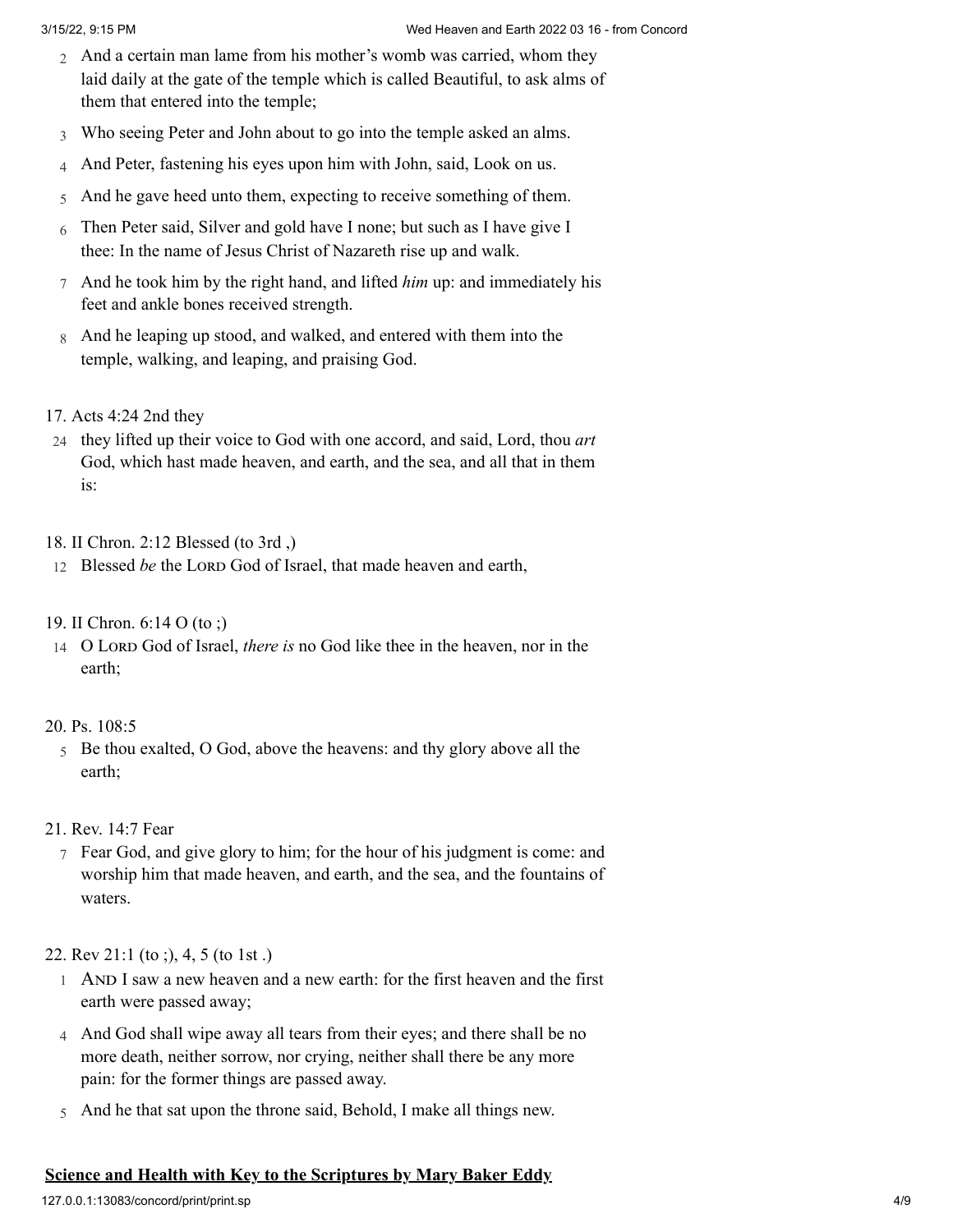2 And a certain man lame from his mother's womb was carried, whom they laid daily at the gate of the temple which is called Beautiful, to ask alms of them that entered into the temple;

3 Who seeing Peter and John about to go into the temple asked an alms.

4 And Peter, fastening his eyes upon him with John, said, Look on us.

5 And he gave heed unto them, expecting to receive something of them.

6 Then Peter said, Silver and gold have I none; but such as I have give I thee: In the name of Jesus Christ of Nazareth rise up and walk.

7 And he took him by the right hand, and lifted *him* up: and immediately his feet and ankle bones received strength.

8 And he leaping up stood, and walked, and entered with them into the temple, walking, and leaping, and praising God.

17. Acts 4:24 2nd they

24 they lifted up their voice to God with one accord, and said, Lord, thou *art* God, which hast made heaven, and earth, and the sea, and all that in them is:

18. II Chron. 2:12 Blessed (to 3rd ,)

12 Blessed *be* the LORD God of Israel, that made heaven and earth,

19. II Chron. 6:14 O (to ;)

14 O LORD God of Israel, *there is* no God like thee in the heaven, nor in the earth;

20. Ps. 108:5

5 Be thou exalted, O God, above the heavens: and thy glory above all the earth;

21. Rev. 14:7 Fear

7 Fear God, and give glory to him; for the hour of his judgment is come: and worship him that made heaven, and earth, and the sea, and the fountains of waters.

22. Rev 21:1 (to ;), 4, 5 (to 1st .)

1 AND I saw a new heaven and a new earth: for the first heaven and the first earth were passed away;

4 And God shall wipe away all tears from their eyes; and there shall be no more death, neither sorrow, nor crying, neither shall there be any more pain: for the former things are passed away.

5 And he that sat upon the throne said, Behold, I make all things new.

## Science and Health with Key to the Scriptures by Mary Baker Eddy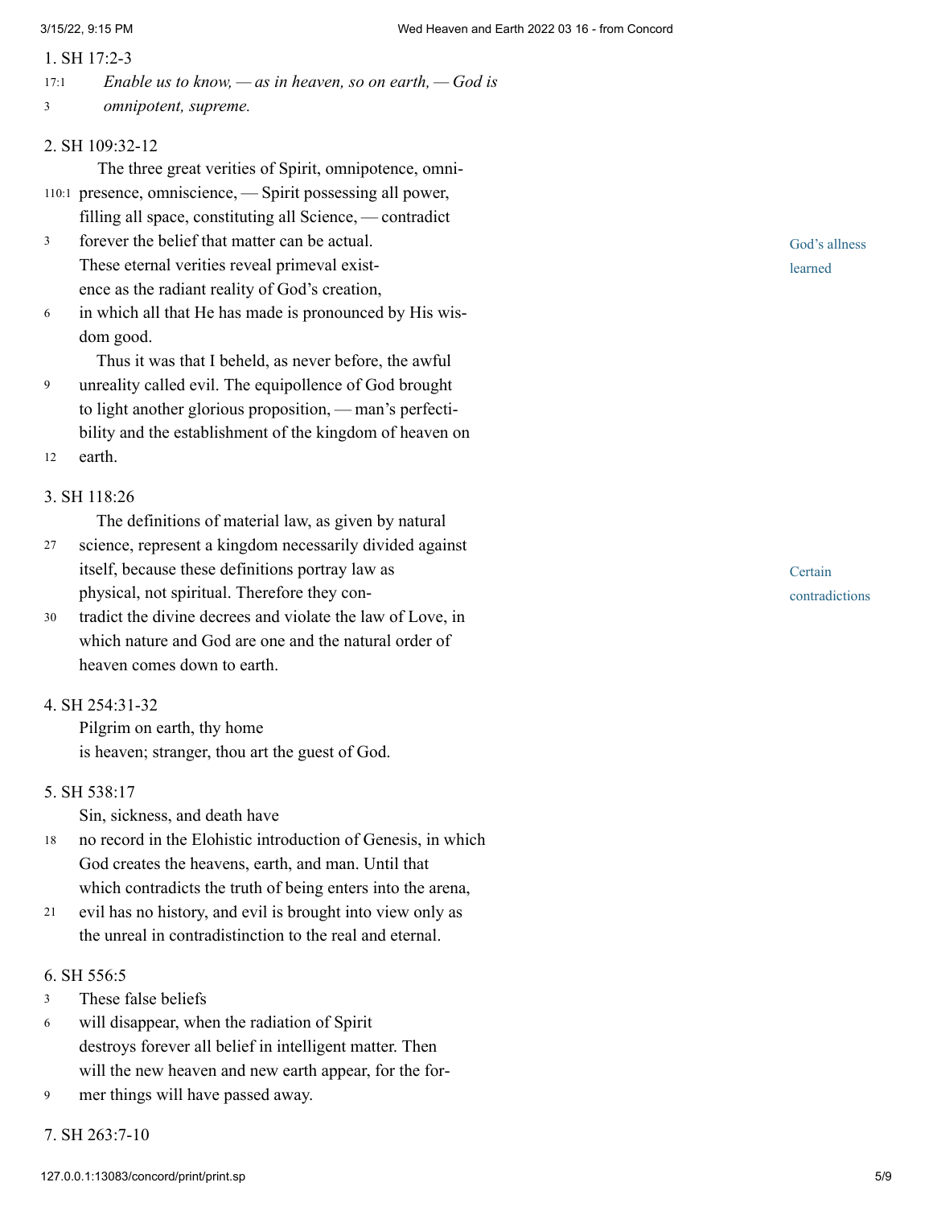1. SH 17:2-3

17:1 *Enable us to know, — as in heaven, so on earth, — God is*
3 *omnipotent, supreme.*

2. SH 109:32-12

The three great verities of Spirit, omnipotence, omni-
110:1 presence, omniscience, — Spirit possessing all power,
filling all space, constituting all Science, — contradict
3 forever the belief that matter can be actual.
These eternal verities reveal primeval exist-
ence as the radiant reality of God's creation,
6 in which all that He has made is pronounced by His wis-
dom good.

God's allness learned

Thus it was that I beheld, as never before, the awful
9 unreality called evil. The equipollence of God brought
to light another glorious proposition, — man's perfecti-
bility and the establishment of the kingdom of heaven on
12 earth.

3. SH 118:26

The definitions of material law, as given by natural
27 science, represent a kingdom necessarily divided against
itself, because these definitions portray law as
physical, not spiritual. Therefore they con-
30 tradict the divine decrees and violate the law of Love, in
which nature and God are one and the natural order of
heaven comes down to earth.

Certain contradictions

4. SH 254:31-32

Pilgrim on earth, thy home
is heaven; stranger, thou art the guest of God.

5. SH 538:17

Sin, sickness, and death have
18 no record in the Elohistic introduction of Genesis, in which
God creates the heavens, earth, and man. Until that
which contradicts the truth of being enters into the arena,
21 evil has no history, and evil is brought into view only as
the unreal in contradistinction to the real and eternal.

6. SH 556:5

3 These false beliefs
6 will disappear, when the radiation of Spirit
destroys forever all belief in intelligent matter. Then
will the new heaven and new earth appear, for the for-
9 mer things will have passed away.

7. SH 263:7-10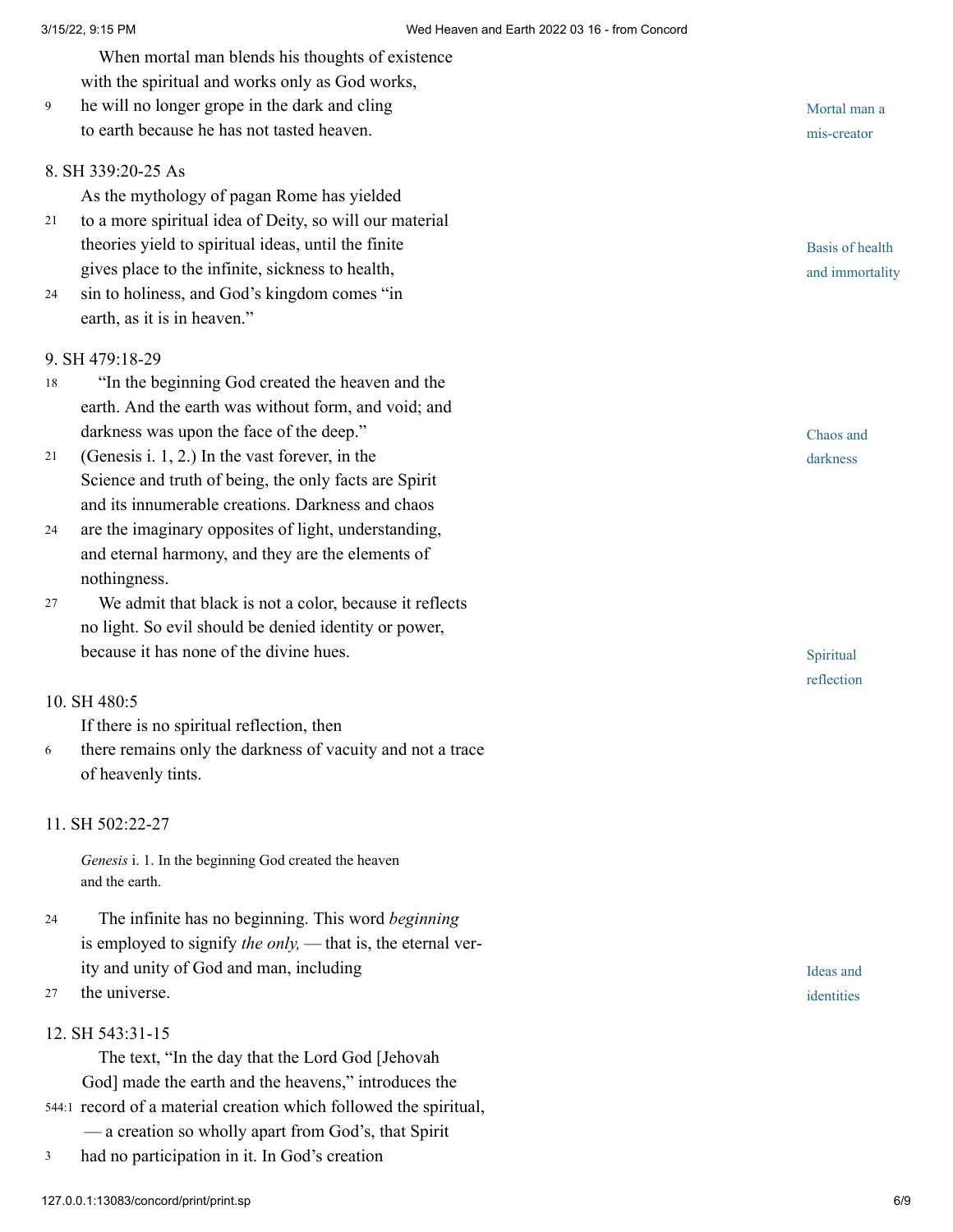When mortal man blends his thoughts of existence with the spiritual and works only as God works, he will no longer grope in the dark and cling to earth because he has not tasted heaven.

Mortal man a mis-creator

8. SH 339:20-25 As

As the mythology of pagan Rome has yielded to a more spiritual idea of Deity, so will our material theories yield to spiritual ideas, until the finite gives place to the infinite, sickness to health, sin to holiness, and God's kingdom comes "in earth, as it is in heaven."

Basis of health and immortality

9. SH 479:18-29

"In the beginning God created the heaven and the earth. And the earth was without form, and void; and darkness was upon the face of the deep." (Genesis i. 1, 2.) In the vast forever, in the Science and truth of being, the only facts are Spirit and its innumerable creations. Darkness and chaos are the imaginary opposites of light, understanding, and eternal harmony, and they are the elements of nothingness.

Chaos and darkness

We admit that black is not a color, because it reflects no light. So evil should be denied identity or power, because it has none of the divine hues.

Spiritual reflection

10. SH 480:5

If there is no spiritual reflection, then there remains only the darkness of vacuity and not a trace of heavenly tints.

11. SH 502:22-27

*Genesis* i. 1. In the beginning God created the heaven and the earth.

The infinite has no beginning. This word *beginning* is employed to signify *the only,* — that is, the eternal verity and unity of God and man, including the universe.

Ideas and identities

12. SH 543:31-15

The text, "In the day that the Lord God [Jehovah God] made the earth and the heavens," introduces the record of a material creation which followed the spiritual, — a creation so wholly apart from God's, that Spirit had no participation in it. In God's creation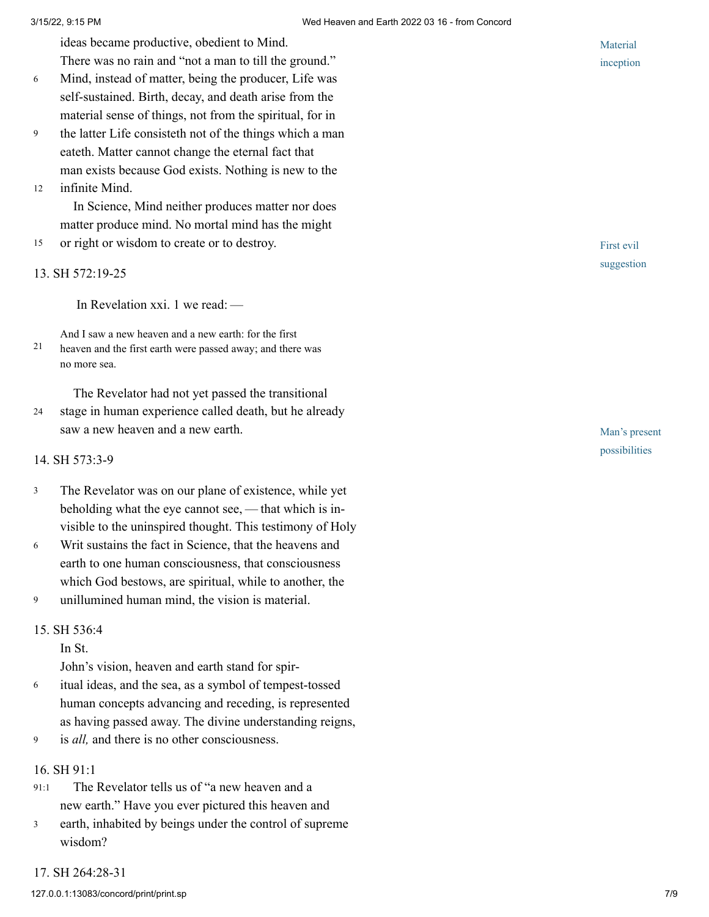ideas became productive, obedient to Mind.
There was no rain and "not a man to till the ground."
Mind, instead of matter, being the producer, Life was self-sustained. Birth, decay, and death arise from the material sense of things, not from the spiritual, for in the latter Life consisteth not of the things which a man eateth. Matter cannot change the eternal fact that man exists because God exists. Nothing is new to the infinite Mind.

*Material inception*

In Science, Mind neither produces matter nor does matter produce mind. No mortal mind has the might or right or wisdom to create or to destroy.

*First evil suggestion*

13. SH 572:19-25

In Revelation xxi. 1 we read: —

> And I saw a new heaven and a new earth: for the first heaven and the first earth were passed away; and there was no more sea.

The Revelator had not yet passed the transitional stage in human experience called death, but he already saw a new heaven and a new earth.

*Man's present possibilities*

14. SH 573:3-9

The Revelator was on our plane of existence, while yet beholding what the eye cannot see, — that which is invisible to the uninspired thought. This testimony of Holy Writ sustains the fact in Science, that the heavens and earth to one human consciousness, that consciousness which God bestows, are spiritual, while to another, the unillumined human mind, the vision is material.

15. SH 536:4

In St. John's vision, heaven and earth stand for spiritual ideas, and the sea, as a symbol of tempest-tossed human concepts advancing and receding, is represented as having passed away. The divine understanding reigns, is *all,* and there is no other consciousness.

16. SH 91:1

The Revelator tells us of "a new heaven and a new earth." Have you ever pictured this heaven and earth, inhabited by beings under the control of supreme wisdom?

17. SH 264:28-31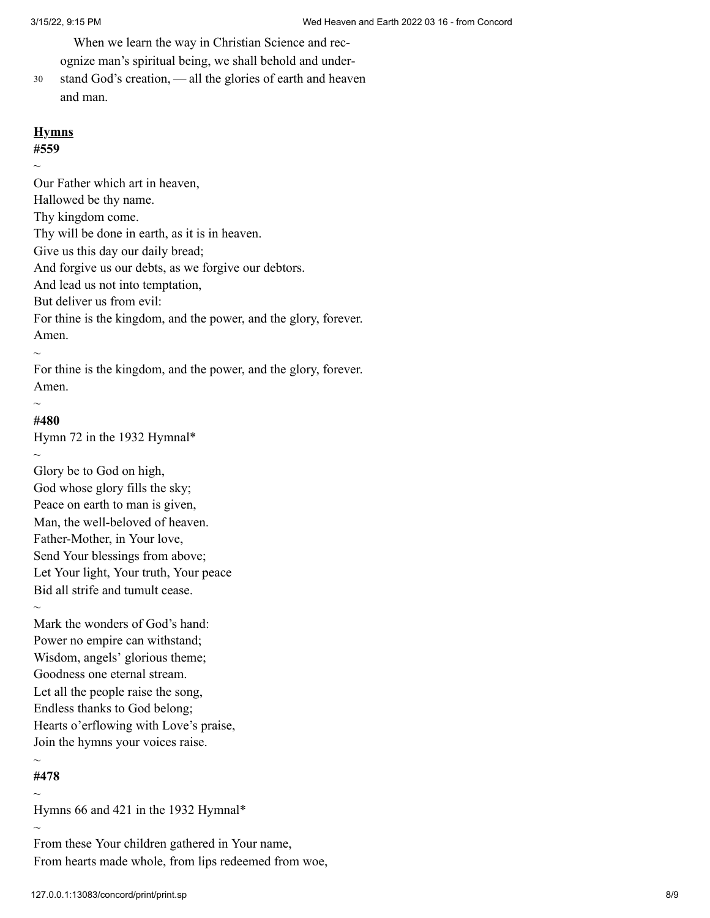When we learn the way in Christian Science and recognize man's spiritual being, we shall behold and understand God's creation, — all the glories of earth and heaven and man.

**Hymns**

**#559**

~

Our Father which art in heaven,
Hallowed be thy name.
Thy kingdom come.
Thy will be done in earth, as it is in heaven.
Give us this day our daily bread;
And forgive us our debts, as we forgive our debtors.
And lead us not into temptation,
But deliver us from evil:
For thine is the kingdom, and the power, and the glory, forever.
Amen.

~

For thine is the kingdom, and the power, and the glory, forever.
Amen.

~

**#480**

Hymn 72 in the 1932 Hymnal*

~

Glory be to God on high,
God whose glory fills the sky;
Peace on earth to man is given,
Man, the well-beloved of heaven.
Father-Mother, in Your love,
Send Your blessings from above;
Let Your light, Your truth, Your peace
Bid all strife and tumult cease.

~

Mark the wonders of God's hand:
Power no empire can withstand;
Wisdom, angels' glorious theme;
Goodness one eternal stream.
Let all the people raise the song,
Endless thanks to God belong;
Hearts o'erflowing with Love's praise,
Join the hymns your voices raise.

~

**#478**

~

Hymns 66 and 421 in the 1932 Hymnal*

~

From these Your children gathered in Your name,
From hearts made whole, from lips redeemed from woe,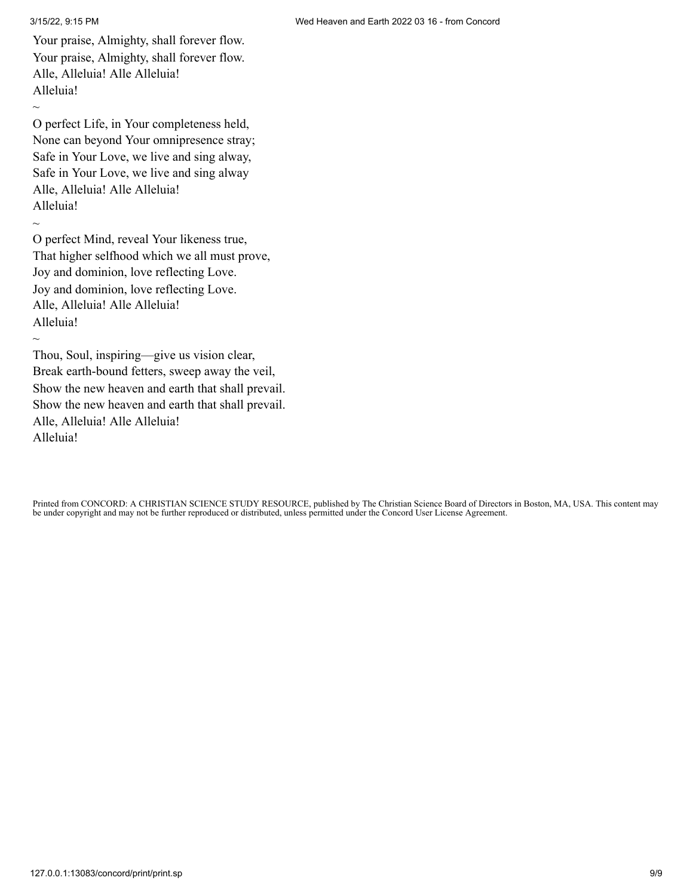Your praise, Almighty, shall forever flow.
Your praise, Almighty, shall forever flow.
Alle, Alleluia! Alle Alleluia!
Alleluia!
~
O perfect Life, in Your completeness held,
None can beyond Your omnipresence stray;
Safe in Your Love, we live and sing alway,
Safe in Your Love, we live and sing alway
Alle, Alleluia! Alle Alleluia!
Alleluia!
~
O perfect Mind, reveal Your likeness true,
That higher selfhood which we all must prove,
Joy and dominion, love reflecting Love.
Joy and dominion, love reflecting Love.
Alle, Alleluia! Alle Alleluia!
Alleluia!
~
Thou, Soul, inspiring—give us vision clear,
Break earth-bound fetters, sweep away the veil,
Show the new heaven and earth that shall prevail.
Show the new heaven and earth that shall prevail.
Alle, Alleluia! Alle Alleluia!
Alleluia!

Printed from CONCORD: A CHRISTIAN SCIENCE STUDY RESOURCE, published by The Christian Science Board of Directors in Boston, MA, USA. This content may be under copyright and may not be further reproduced or distributed, unless permitted under the Concord User License Agreement.